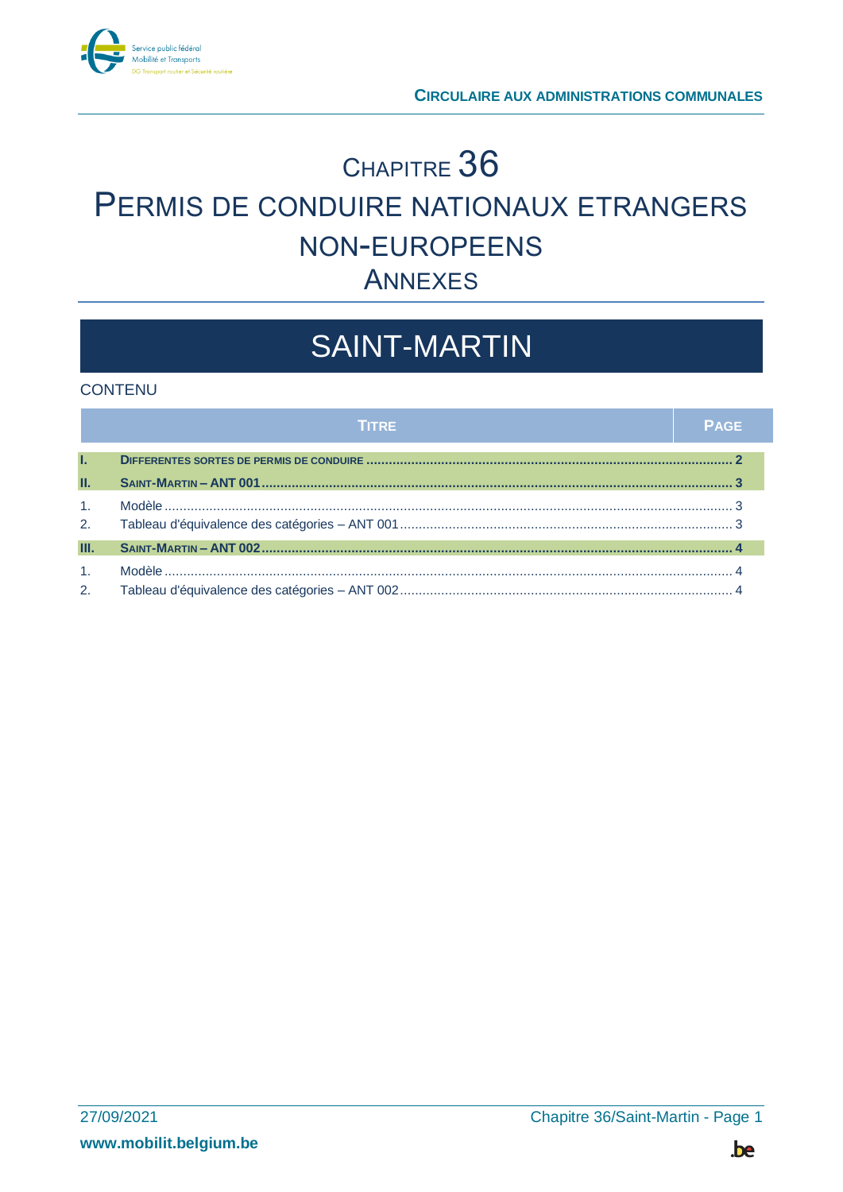**CIRCULAIRE AUX ADMINISTRATIONS COMMUNALES**

# CHAPITRE 36
# PERMIS DE CONDUIRE NATIONAUX ETRANGERS NON-EUROPEENS
## ANNEXES

# SAINT-MARTIN

CONTENU

| | TITRE | PAGE |
|---|---|---|
| **I.** | **DIFFERENTES SORTES DE PERMIS DE CONDUIRE** | **2** |
| **II.** | **SAINT-MARTIN – ANT 001** | **3** |
| 1. | Modèle | 3 |
| 2. | Tableau d'équivalence des catégories – ANT 001 | 3 |
| **III.** | **SAINT-MARTIN – ANT 002** | **4** |
| 1. | Modèle | 4 |
| 2. | Tableau d'équivalence des catégories – ANT 002 | 4 |

27/09/2021

www.mobilit.belgium.be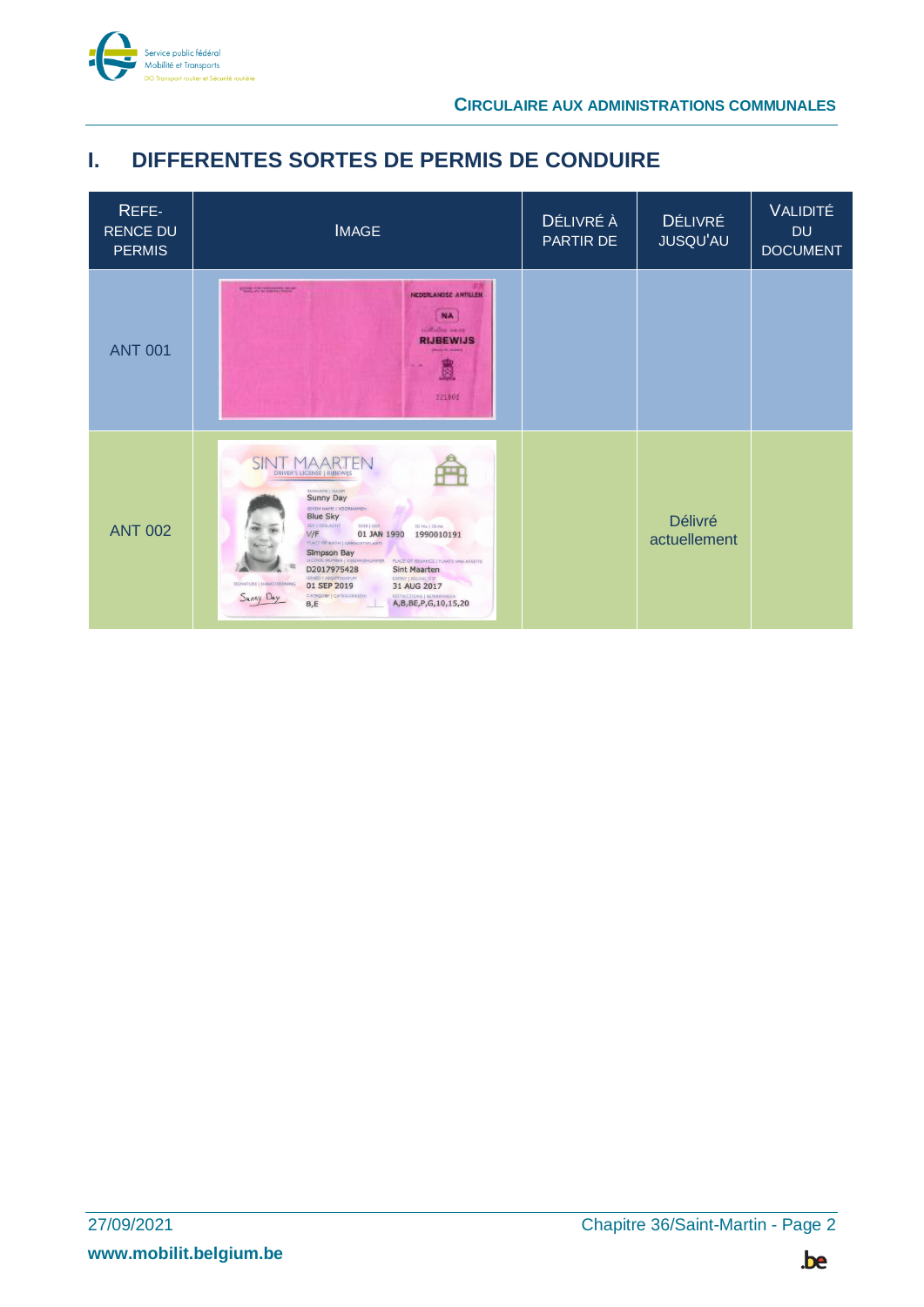# I. DIFFERENTES SORTES DE PERMIS DE CONDUIRE

| REFE-RENCE DU PERMIS | IMAGE | DÉLIVRÉ À PARTIR DE | DÉLIVRÉ JUSQU'AU | VALIDITÉ DU DOCUMENT |
|---|---|---|---|---|
| ANT 001 | | | | |
| ANT 002 | | | Délivré actuellement | |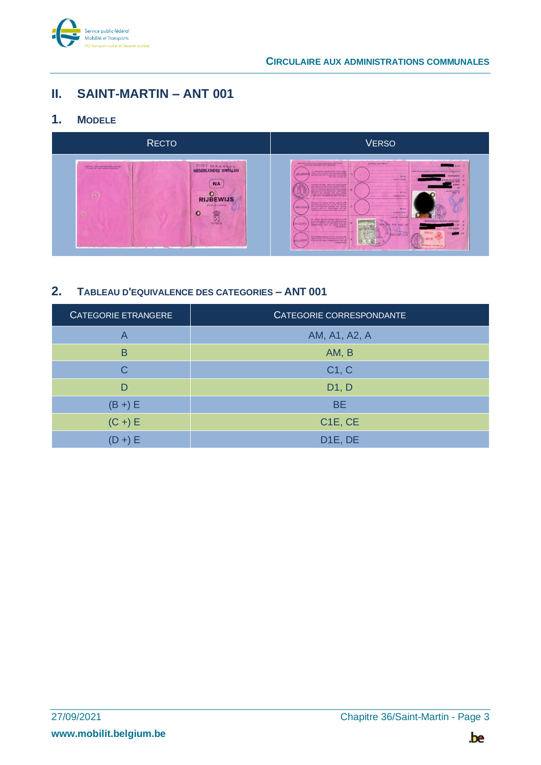## II. SAINT-MARTIN – ANT 001

### 1. MODELE

| RECTO | VERSO |
|---|---|
| | |

### 2. TABLEAU D'EQUIVALENCE DES CATEGORIES – ANT 001

| CATEGORIE ETRANGERE | CATEGORIE CORRESPONDANTE |
|---|---|
| A | AM, A1, A2, A |
| B | AM, B |
| C | C1, C |
| D | D1, D |
| (B +) E | BE |
| (C +) E | C1E, CE |
| (D +) E | D1E, DE |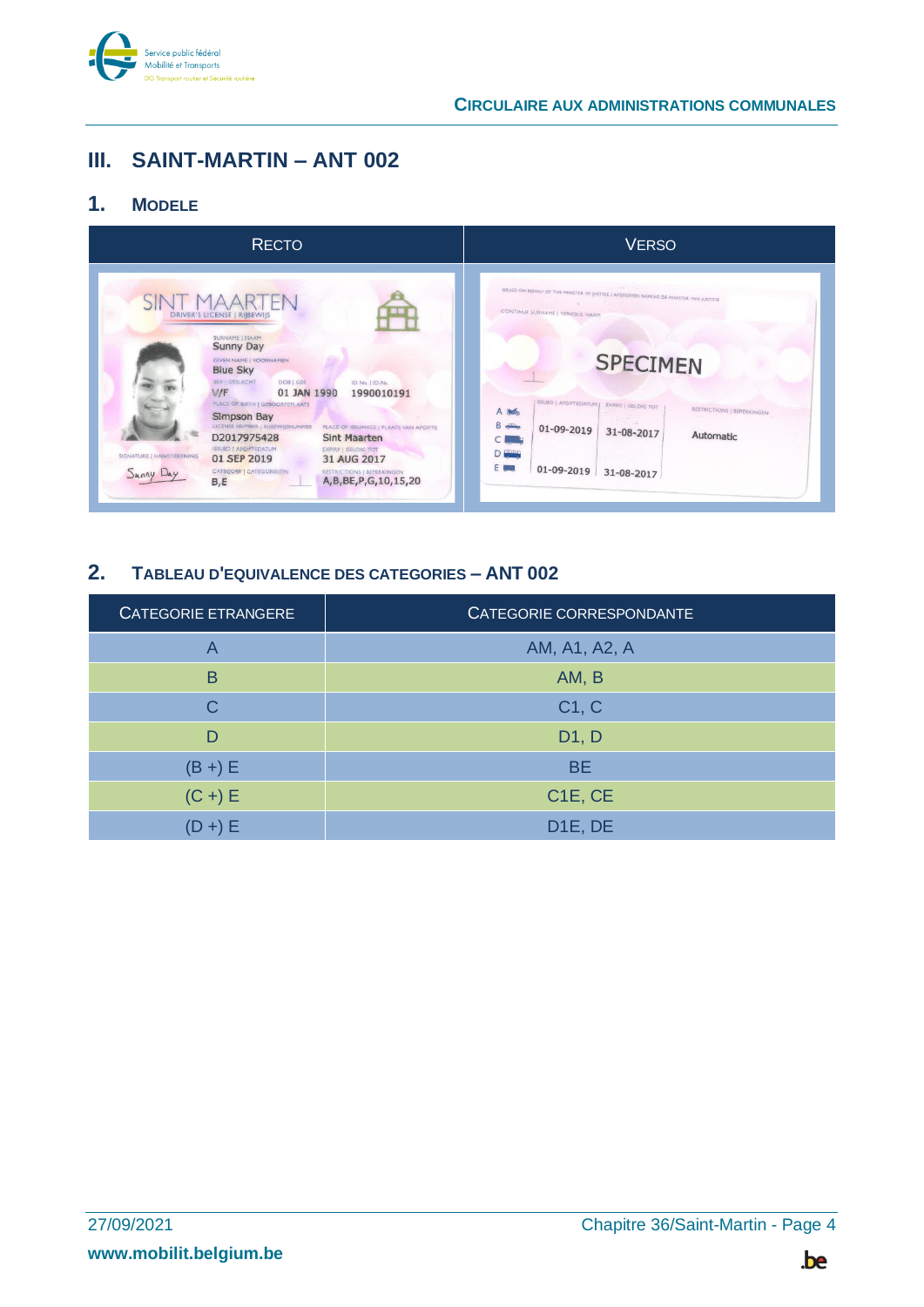## III. SAINT-MARTIN – ANT 002

### 1. MODELE

| RECTO | VERSO |
|---|---|
| | |

### 2. TABLEAU D'EQUIVALENCE DES CATEGORIES – ANT 002

| CATEGORIE ETRANGERE | CATEGORIE CORRESPONDANTE |
|---|---|
| A | AM, A1, A2, A |
| B | AM, B |
| C | C1, C |
| D | D1, D |
| (B +) E | BE |
| (C +) E | C1E, CE |
| (D +) E | D1E, DE |